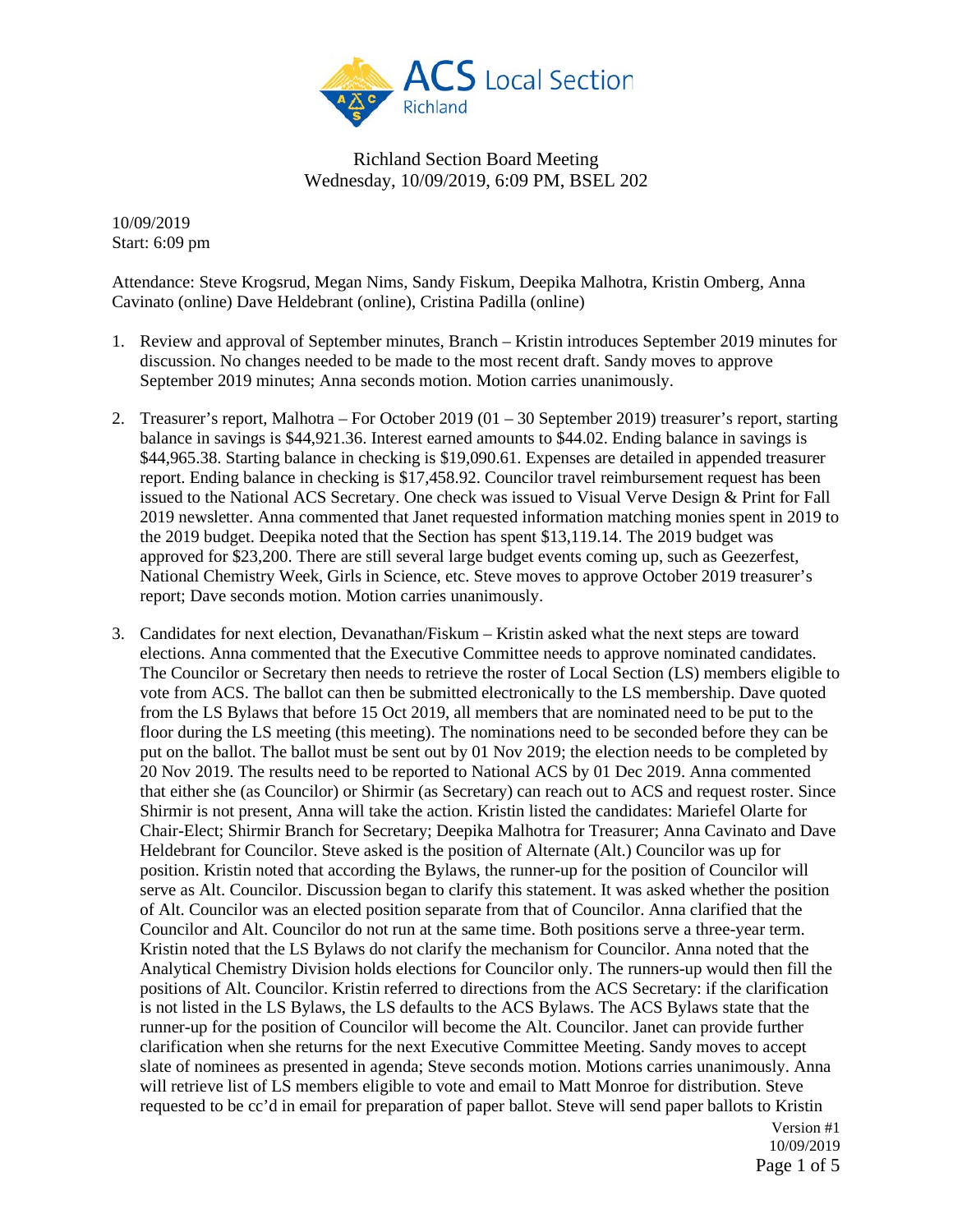Richland Section Board Meeting
Wednesday, 10/09/2019, 6:09 PM, BSEL 202

10/09/2019
Start: 6:09 pm

Attendance: Steve Krogsrud, Megan Nims, Sandy Fiskum, Deepika Malhotra, Kristin Omberg, Anna Cavinato (online) Dave Heldebrant (online), Cristina Padilla (online)

1. Review and approval of September minutes, Branch – Kristin introduces September 2019 minutes for discussion. No changes needed to be made to the most recent draft. Sandy moves to approve September 2019 minutes; Anna seconds motion. Motion carries unanimously.

2. Treasurer's report, Malhotra – For October 2019 (01 – 30 September 2019) treasurer's report, starting balance in savings is $44,921.36. Interest earned amounts to $44.02. Ending balance in savings is $44,965.38. Starting balance in checking is $19,090.61. Expenses are detailed in appended treasurer report. Ending balance in checking is $17,458.92. Councilor travel reimbursement request has been issued to the National ACS Secretary. One check was issued to Visual Verve Design & Print for Fall 2019 newsletter. Anna commented that Janet requested information matching monies spent in 2019 to the 2019 budget. Deepika noted that the Section has spent $13,119.14. The 2019 budget was approved for $23,200. There are still several large budget events coming up, such as Geezerfest, National Chemistry Week, Girls in Science, etc. Steve moves to approve October 2019 treasurer's report; Dave seconds motion. Motion carries unanimously.

3. Candidates for next election, Devanathan/Fiskum – Kristin asked what the next steps are toward elections. Anna commented that the Executive Committee needs to approve nominated candidates. The Councilor or Secretary then needs to retrieve the roster of Local Section (LS) members eligible to vote from ACS. The ballot can then be submitted electronically to the LS membership. Dave quoted from the LS Bylaws that before 15 Oct 2019, all members that are nominated need to be put to the floor during the LS meeting (this meeting). The nominations need to be seconded before they can be put on the ballot. The ballot must be sent out by 01 Nov 2019; the election needs to be completed by 20 Nov 2019. The results need to be reported to National ACS by 01 Dec 2019. Anna commented that either she (as Councilor) or Shirmir (as Secretary) can reach out to ACS and request roster. Since Shirmir is not present, Anna will take the action. Kristin listed the candidates: Mariefel Olarte for Chair-Elect; Shirmir Branch for Secretary; Deepika Malhotra for Treasurer; Anna Cavinato and Dave Heldebrant for Councilor. Steve asked is the position of Alternate (Alt.) Councilor was up for position. Kristin noted that according the Bylaws, the runner-up for the position of Councilor will serve as Alt. Councilor. Discussion began to clarify this statement. It was asked whether the position of Alt. Councilor was an elected position separate from that of Councilor. Anna clarified that the Councilor and Alt. Councilor do not run at the same time. Both positions serve a three-year term. Kristin noted that the LS Bylaws do not clarify the mechanism for Councilor. Anna noted that the Analytical Chemistry Division holds elections for Councilor only. The runners-up would then fill the positions of Alt. Councilor. Kristin referred to directions from the ACS Secretary: if the clarification is not listed in the LS Bylaws, the LS defaults to the ACS Bylaws. The ACS Bylaws state that the runner-up for the position of Councilor will become the Alt. Councilor. Janet can provide further clarification when she returns for the next Executive Committee Meeting. Sandy moves to accept slate of nominees as presented in agenda; Steve seconds motion. Motions carries unanimously. Anna will retrieve list of LS members eligible to vote and email to Matt Monroe for distribution. Steve requested to be cc'd in email for preparation of paper ballot. Steve will send paper ballots to Kristin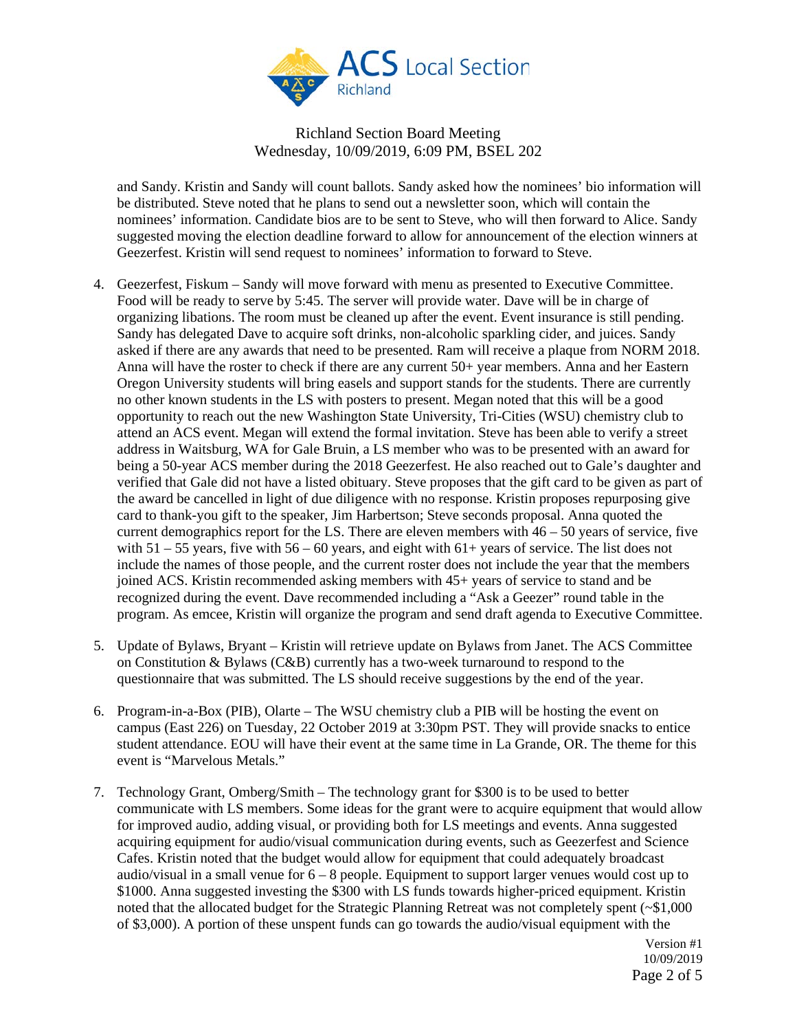and Sandy. Kristin and Sandy will count ballots. Sandy asked how the nominees' bio information will be distributed. Steve noted that he plans to send out a newsletter soon, which will contain the nominees' information. Candidate bios are to be sent to Steve, who will then forward to Alice. Sandy suggested moving the election deadline forward to allow for announcement of the election winners at Geezerfest. Kristin will send request to nominees' information to forward to Steve.

4. Geezerfest, Fiskum – Sandy will move forward with menu as presented to Executive Committee. Food will be ready to serve by 5:45. The server will provide water. Dave will be in charge of organizing libations. The room must be cleaned up after the event. Event insurance is still pending. Sandy has delegated Dave to acquire soft drinks, non-alcoholic sparkling cider, and juices. Sandy asked if there are any awards that need to be presented. Ram will receive a plaque from NORM 2018. Anna will have the roster to check if there are any current 50+ year members. Anna and her Eastern Oregon University students will bring easels and support stands for the students. There are currently no other known students in the LS with posters to present. Megan noted that this will be a good opportunity to reach out the new Washington State University, Tri-Cities (WSU) chemistry club to attend an ACS event. Megan will extend the formal invitation. Steve has been able to verify a street address in Waitsburg, WA for Gale Bruin, a LS member who was to be presented with an award for being a 50-year ACS member during the 2018 Geezerfest. He also reached out to Gale's daughter and verified that Gale did not have a listed obituary. Steve proposes that the gift card to be given as part of the award be cancelled in light of due diligence with no response. Kristin proposes repurposing give card to thank-you gift to the speaker, Jim Harbertson; Steve seconds proposal. Anna quoted the current demographics report for the LS. There are eleven members with 46 – 50 years of service, five with 51 – 55 years, five with 56 – 60 years, and eight with 61+ years of service. The list does not include the names of those people, and the current roster does not include the year that the members joined ACS. Kristin recommended asking members with 45+ years of service to stand and be recognized during the event. Dave recommended including a "Ask a Geezer" round table in the program. As emcee, Kristin will organize the program and send draft agenda to Executive Committee.

5. Update of Bylaws, Bryant – Kristin will retrieve update on Bylaws from Janet. The ACS Committee on Constitution & Bylaws (C&B) currently has a two-week turnaround to respond to the questionnaire that was submitted. The LS should receive suggestions by the end of the year.

6. Program-in-a-Box (PIB), Olarte – The WSU chemistry club a PIB will be hosting the event on campus (East 226) on Tuesday, 22 October 2019 at 3:30pm PST. They will provide snacks to entice student attendance. EOU will have their event at the same time in La Grande, OR. The theme for this event is "Marvelous Metals."

7. Technology Grant, Omberg/Smith – The technology grant for $300 is to be used to better communicate with LS members. Some ideas for the grant were to acquire equipment that would allow for improved audio, adding visual, or providing both for LS meetings and events. Anna suggested acquiring equipment for audio/visual communication during events, such as Geezerfest and Science Cafes. Kristin noted that the budget would allow for equipment that could adequately broadcast audio/visual in a small venue for 6 – 8 people. Equipment to support larger venues would cost up to $1000. Anna suggested investing the $300 with LS funds towards higher-priced equipment. Kristin noted that the allocated budget for the Strategic Planning Retreat was not completely spent (~$1,000 of $3,000). A portion of these unspent funds can go towards the audio/visual equipment with the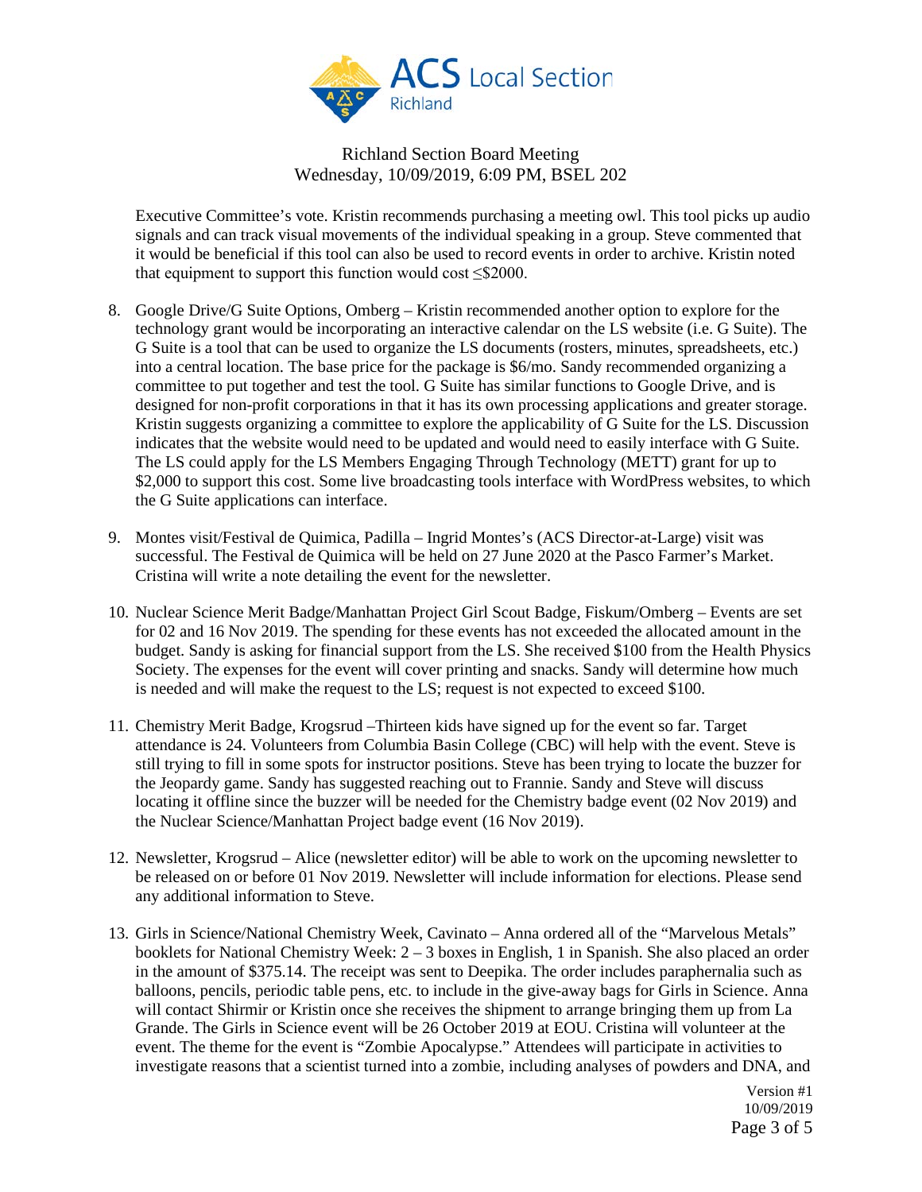Richland Section Board Meeting
Wednesday, 10/09/2019, 6:09 PM, BSEL 202

Executive Committee's vote. Kristin recommends purchasing a meeting owl. This tool picks up audio signals and can track visual movements of the individual speaking in a group. Steve commented that it would be beneficial if this tool can also be used to record events in order to archive. Kristin noted that equipment to support this function would cost ≤$2000.

8. Google Drive/G Suite Options, Omberg – Kristin recommended another option to explore for the technology grant would be incorporating an interactive calendar on the LS website (i.e. G Suite). The G Suite is a tool that can be used to organize the LS documents (rosters, minutes, spreadsheets, etc.) into a central location. The base price for the package is $6/mo. Sandy recommended organizing a committee to put together and test the tool. G Suite has similar functions to Google Drive, and is designed for non-profit corporations in that it has its own processing applications and greater storage. Kristin suggests organizing a committee to explore the applicability of G Suite for the LS. Discussion indicates that the website would need to be updated and would need to easily interface with G Suite. The LS could apply for the LS Members Engaging Through Technology (METT) grant for up to $2,000 to support this cost. Some live broadcasting tools interface with WordPress websites, to which the G Suite applications can interface.

9. Montes visit/Festival de Quimica, Padilla – Ingrid Montes's (ACS Director-at-Large) visit was successful. The Festival de Quimica will be held on 27 June 2020 at the Pasco Farmer's Market. Cristina will write a note detailing the event for the newsletter.

10. Nuclear Science Merit Badge/Manhattan Project Girl Scout Badge, Fiskum/Omberg – Events are set for 02 and 16 Nov 2019. The spending for these events has not exceeded the allocated amount in the budget. Sandy is asking for financial support from the LS. She received $100 from the Health Physics Society. The expenses for the event will cover printing and snacks. Sandy will determine how much is needed and will make the request to the LS; request is not expected to exceed $100.

11. Chemistry Merit Badge, Krogsrud –Thirteen kids have signed up for the event so far. Target attendance is 24. Volunteers from Columbia Basin College (CBC) will help with the event. Steve is still trying to fill in some spots for instructor positions. Steve has been trying to locate the buzzer for the Jeopardy game. Sandy has suggested reaching out to Frannie. Sandy and Steve will discuss locating it offline since the buzzer will be needed for the Chemistry badge event (02 Nov 2019) and the Nuclear Science/Manhattan Project badge event (16 Nov 2019).

12. Newsletter, Krogsrud – Alice (newsletter editor) will be able to work on the upcoming newsletter to be released on or before 01 Nov 2019. Newsletter will include information for elections. Please send any additional information to Steve.

13. Girls in Science/National Chemistry Week, Cavinato – Anna ordered all of the "Marvelous Metals" booklets for National Chemistry Week: 2 – 3 boxes in English, 1 in Spanish. She also placed an order in the amount of $375.14. The receipt was sent to Deepika. The order includes paraphernalia such as balloons, pencils, periodic table pens, etc. to include in the give-away bags for Girls in Science. Anna will contact Shirmir or Kristin once she receives the shipment to arrange bringing them up from La Grande. The Girls in Science event will be 26 October 2019 at EOU. Cristina will volunteer at the event. The theme for the event is "Zombie Apocalypse." Attendees will participate in activities to investigate reasons that a scientist turned into a zombie, including analyses of powders and DNA, and

Version #1
10/09/2019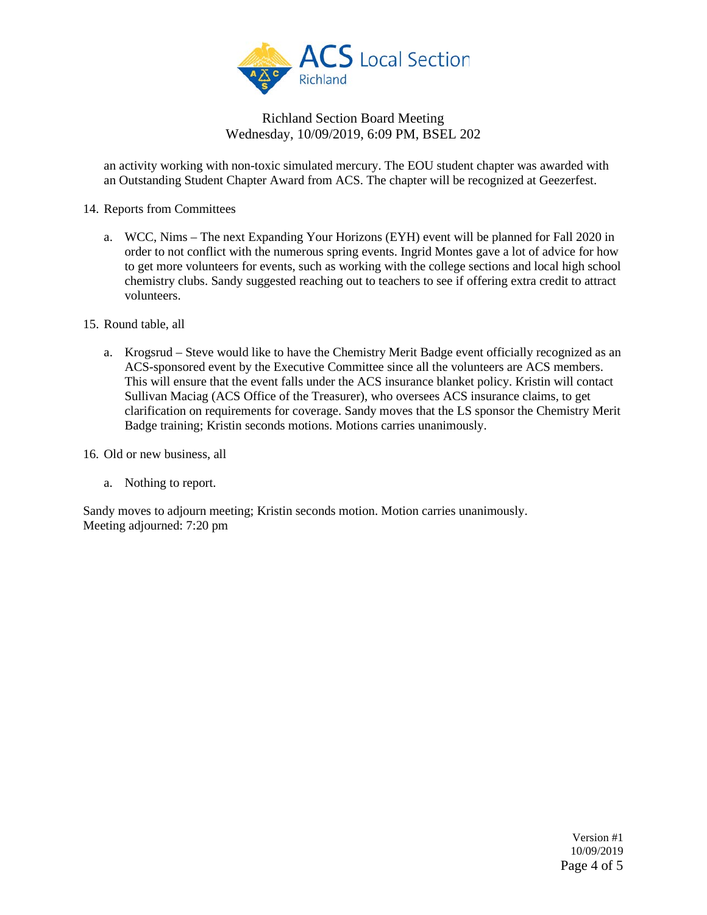an activity working with non-toxic simulated mercury. The EOU student chapter was awarded with an Outstanding Student Chapter Award from ACS. The chapter will be recognized at Geezerfest.

14. Reports from Committees

    a. WCC, Nims – The next Expanding Your Horizons (EYH) event will be planned for Fall 2020 in order to not conflict with the numerous spring events. Ingrid Montes gave a lot of advice for how to get more volunteers for events, such as working with the college sections and local high school chemistry clubs. Sandy suggested reaching out to teachers to see if offering extra credit to attract volunteers.

15. Round table, all

    a. Krogsrud – Steve would like to have the Chemistry Merit Badge event officially recognized as an ACS-sponsored event by the Executive Committee since all the volunteers are ACS members. This will ensure that the event falls under the ACS insurance blanket policy. Kristin will contact Sullivan Maciag (ACS Office of the Treasurer), who oversees ACS insurance claims, to get clarification on requirements for coverage. Sandy moves that the LS sponsor the Chemistry Merit Badge training; Kristin seconds motions. Motions carries unanimously.

16. Old or new business, all

    a. Nothing to report.

Sandy moves to adjourn meeting; Kristin seconds motion. Motion carries unanimously.
Meeting adjourned: 7:20 pm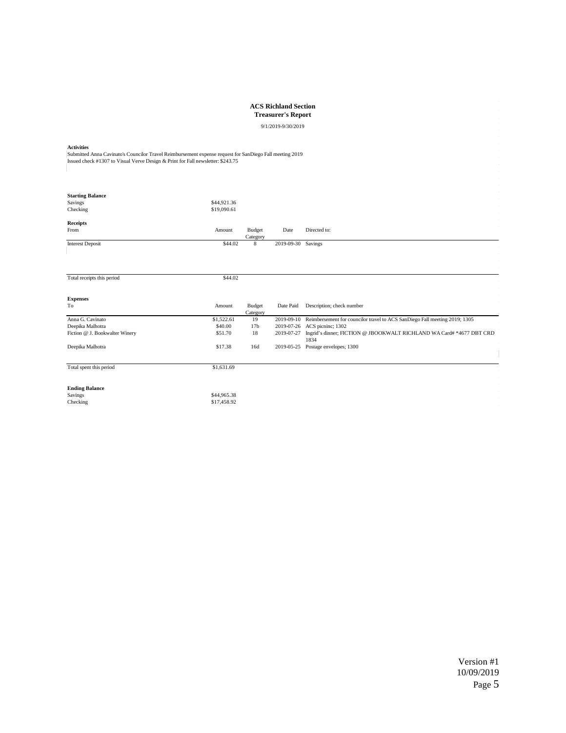## ACS Richland Section
### Treasurer's Report

9/1/2019-9/30/2019

**Activities**

Submitted Anna Cavinato's Councilor Travel Reimbursement expense request for SanDiego Fall meeting 2019
Issued check #1307 to Visual Verve Design & Print for Fall newsletter: $243.75

**Starting Balance**

| | |
|---|---|
| Savings | $44,921.36 |
| Checking | $19,090.61 |

**Receipts**

| From | Amount | Budget Category | Date | Directed to: |
|---|---|---|---|---|
| Interest Deposit | $44.02 | 8 | 2019-09-30 | Savings |
| Total receipts this period | $44.02 | | | |

**Expenses**

| To | Amount | Budget Category | Date Paid | Description; check number |
|---|---|---|---|---|
| Anna G. Cavinato | $1,522.61 | 19 | 2019-09-10 | Reimbersement for councilor travel to ACS SanDiego Fall meeting 2019; 1305 |
| Deepika Malhotra | $40.00 | 17b | 2019-07-26 | ACS picninc; 1302 |
| Fiction @ J. Bookwalter Winery | $51.70 | 18 | 2019-07-27 | Ingrid's dinner; FICTION @ JBOOKWALT RICHLAND WA Card# *4677 DBT CRD 1834 |
| Deepika Malhotra | $17.38 | 16d | 2019-05-25 | Postage envelopes; 1300 |
| Total spent this period | $1,631.69 | | | |

**Ending Balance**

| | |
|---|---|
| Savings | $44,965.38 |
| Checking | $17,458.92 |

Version #1
10/09/2019